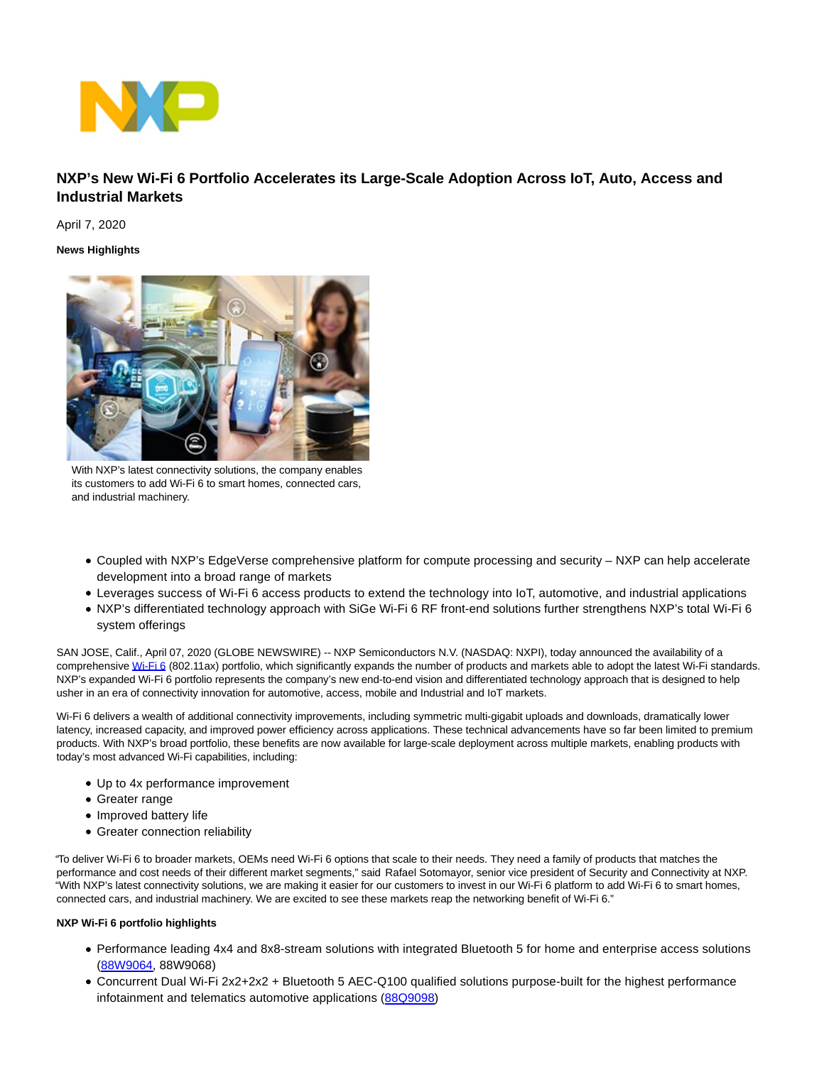# NXP's New Wi-Fi 6 Portfolio Accelerates its Large-Scale Adoption Across IoT, Auto, Access and Industrial Markets

April 7, 2020

**News Highlights**

With NXP's latest connectivity solutions, the company enables its customers to add Wi-Fi 6 to smart homes, connected cars, and industrial machinery.

- Coupled with NXP's EdgeVerse comprehensive platform for compute processing and security – NXP can help accelerate development into a broad range of markets
- Leverages success of Wi-Fi 6 access products to extend the technology into IoT, automotive, and industrial applications
- NXP's differentiated technology approach with SiGe Wi-Fi 6 RF front-end solutions further strengthens NXP's total Wi-Fi 6 system offerings

SAN JOSE, Calif., April 07, 2020 (GLOBE NEWSWIRE) -- NXP Semiconductors N.V. (NASDAQ: NXPI), today announced the availability of a comprehensive Wi-Fi 6 (802.11ax) portfolio, which significantly expands the number of products and markets able to adopt the latest Wi-Fi standards. NXP's expanded Wi-Fi 6 portfolio represents the company's new end-to-end vision and differentiated technology approach that is designed to help usher in an era of connectivity innovation for automotive, access, mobile and Industrial and IoT markets.

Wi-Fi 6 delivers a wealth of additional connectivity improvements, including symmetric multi-gigabit uploads and downloads, dramatically lower latency, increased capacity, and improved power efficiency across applications. These technical advancements have so far been limited to premium products. With NXP's broad portfolio, these benefits are now available for large-scale deployment across multiple markets, enabling products with today's most advanced Wi-Fi capabilities, including:

- Up to 4x performance improvement
- Greater range
- Improved battery life
- Greater connection reliability

"To deliver Wi-Fi 6 to broader markets, OEMs need Wi-Fi 6 options that scale to their needs. They need a family of products that matches the performance and cost needs of their different market segments," said Rafael Sotomayor, senior vice president of Security and Connectivity at NXP. "With NXP's latest connectivity solutions, we are making it easier for our customers to invest in our Wi-Fi 6 platform to add Wi-Fi 6 to smart homes, connected cars, and industrial machinery. We are excited to see these markets reap the networking benefit of Wi-Fi 6."

**NXP Wi-Fi 6 portfolio highlights**

- Performance leading 4x4 and 8x8-stream solutions with integrated Bluetooth 5 for home and enterprise access solutions (88W9064, 88W9068)
- Concurrent Dual Wi-Fi 2x2+2x2 + Bluetooth 5 AEC-Q100 qualified solutions purpose-built for the highest performance infotainment and telematics automotive applications (88Q9098)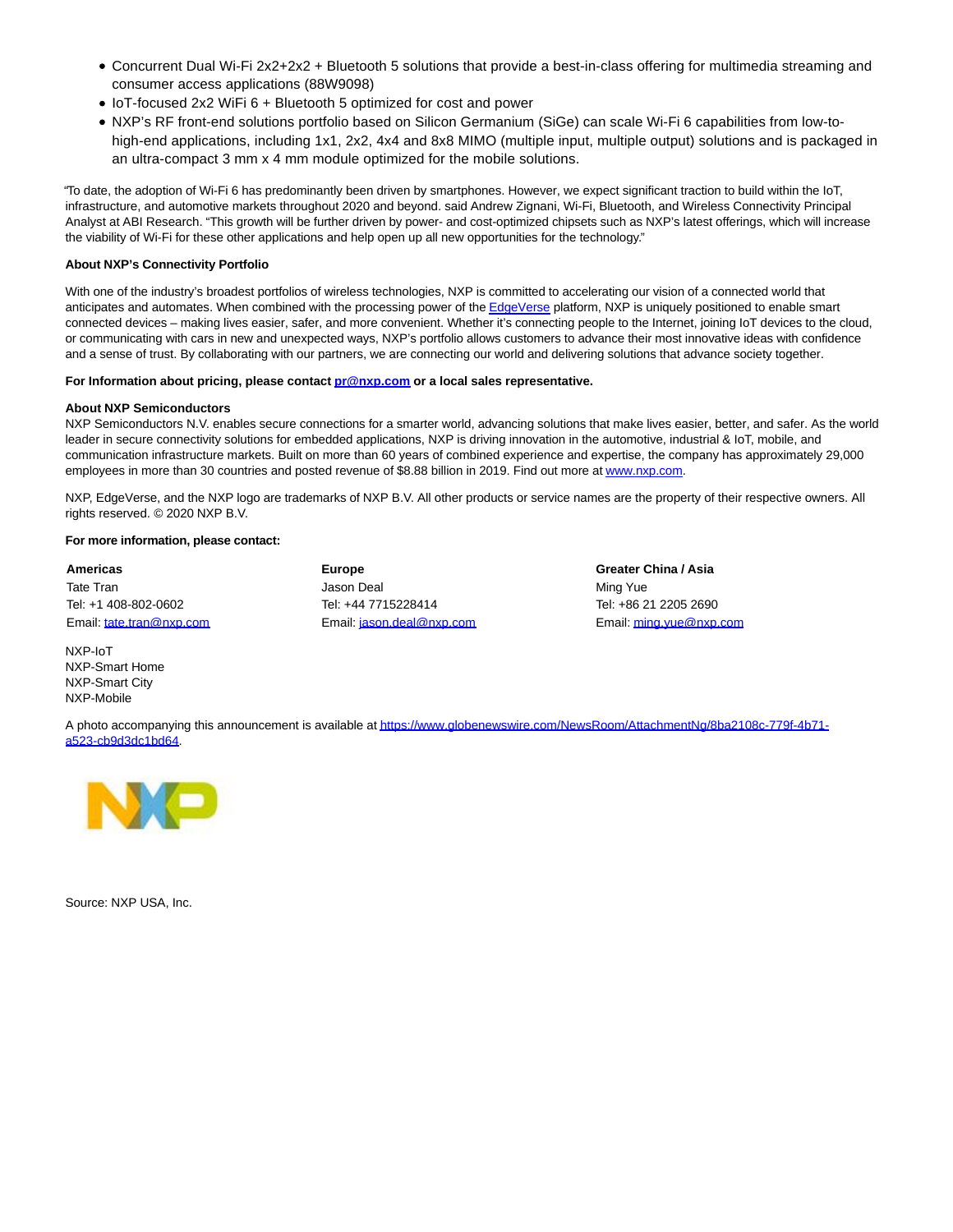- Concurrent Dual Wi-Fi 2x2+2x2 + Bluetooth 5 solutions that provide a best-in-class offering for multimedia streaming and consumer access applications (88W9098)
- IoT-focused 2x2 WiFi 6 + Bluetooth 5 optimized for cost and power
- NXP's RF front-end solutions portfolio based on Silicon Germanium (SiGe) can scale Wi-Fi 6 capabilities from low-to-high-end applications, including 1x1, 2x2, 4x4 and 8x8 MIMO (multiple input, multiple output) solutions and is packaged in an ultra-compact 3 mm x 4 mm module optimized for the mobile solutions.

"To date, the adoption of Wi-Fi 6 has predominantly been driven by smartphones. However, we expect significant traction to build within the IoT, infrastructure, and automotive markets throughout 2020 and beyond. said Andrew Zignani, Wi-Fi, Bluetooth, and Wireless Connectivity Principal Analyst at ABI Research. "This growth will be further driven by power- and cost-optimized chipsets such as NXP's latest offerings, which will increase the viability of Wi-Fi for these other applications and help open up all new opportunities for the technology."

**About NXP's Connectivity Portfolio**

With one of the industry's broadest portfolios of wireless technologies, NXP is committed to accelerating our vision of a connected world that anticipates and automates. When combined with the processing power of the EdgeVerse platform, NXP is uniquely positioned to enable smart connected devices – making lives easier, safer, and more convenient. Whether it's connecting people to the Internet, joining IoT devices to the cloud, or communicating with cars in new and unexpected ways, NXP's portfolio allows customers to advance their most innovative ideas with confidence and a sense of trust. By collaborating with our partners, we are connecting our world and delivering solutions that advance society together.

**For Information about pricing, please contact pr@nxp.com or a local sales representative.**

**About NXP Semiconductors**
NXP Semiconductors N.V. enables secure connections for a smarter world, advancing solutions that make lives easier, better, and safer. As the world leader in secure connectivity solutions for embedded applications, NXP is driving innovation in the automotive, industrial & IoT, mobile, and communication infrastructure markets. Built on more than 60 years of combined experience and expertise, the company has approximately 29,000 employees in more than 30 countries and posted revenue of $8.88 billion in 2019. Find out more at www.nxp.com.

NXP, EdgeVerse, and the NXP logo are trademarks of NXP B.V. All other products or service names are the property of their respective owners. All rights reserved. © 2020 NXP B.V.

**For more information, please contact:**

| **Americas** | **Europe** | **Greater China / Asia** |
|---|---|---|
| Tate Tran | Jason Deal | Ming Yue |
| Tel: +1 408-802-0602 | Tel: +44 7715228414 | Tel: +86 21 2205 2690 |
| Email: tate.tran@nxp.com | Email: jason.deal@nxp.com | Email: ming.yue@nxp.com |

NXP-IoT
NXP-Smart Home
NXP-Smart City
NXP-Mobile

A photo accompanying this announcement is available at https://www.globenewswire.com/NewsRoom/AttachmentNg/8ba2108c-779f-4b71-a523-cb9d3dc1bd64.

Source: NXP USA, Inc.